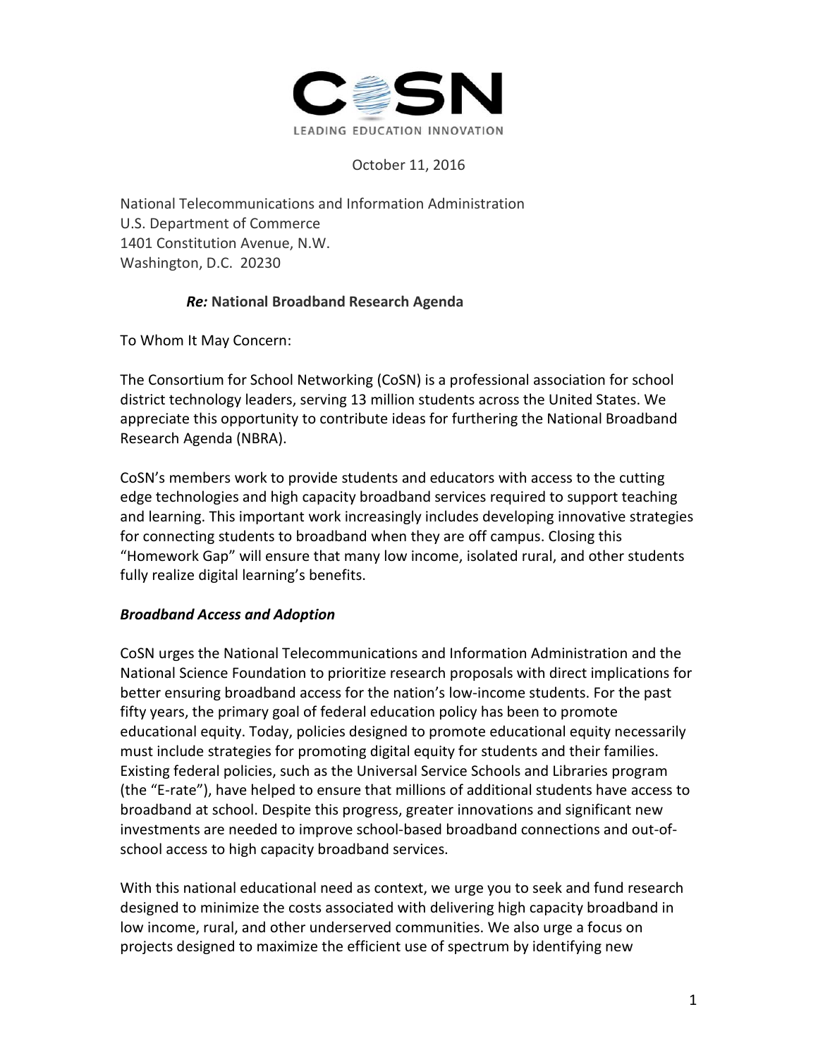CoSN

LEADING EDUCATION INNOVATION

October 11, 2016

National Telecommunications and Information Administration
U.S. Department of Commerce
1401 Constitution Avenue, N.W.
Washington, D.C. 20230

***Re:* National Broadband Research Agenda**

To Whom It May Concern:

The Consortium for School Networking (CoSN) is a professional association for school district technology leaders, serving 13 million students across the United States. We appreciate this opportunity to contribute ideas for furthering the National Broadband Research Agenda (NBRA).

CoSN's members work to provide students and educators with access to the cutting edge technologies and high capacity broadband services required to support teaching and learning. This important work increasingly includes developing innovative strategies for connecting students to broadband when they are off campus. Closing this "Homework Gap" will ensure that many low income, isolated rural, and other students fully realize digital learning's benefits.

***Broadband Access and Adoption***

CoSN urges the National Telecommunications and Information Administration and the National Science Foundation to prioritize research proposals with direct implications for better ensuring broadband access for the nation's low-income students. For the past fifty years, the primary goal of federal education policy has been to promote educational equity. Today, policies designed to promote educational equity necessarily must include strategies for promoting digital equity for students and their families. Existing federal policies, such as the Universal Service Schools and Libraries program (the "E-rate"), have helped to ensure that millions of additional students have access to broadband at school. Despite this progress, greater innovations and significant new investments are needed to improve school-based broadband connections and out-of-school access to high capacity broadband services.

With this national educational need as context, we urge you to seek and fund research designed to minimize the costs associated with delivering high capacity broadband in low income, rural, and other underserved communities. We also urge a focus on projects designed to maximize the efficient use of spectrum by identifying new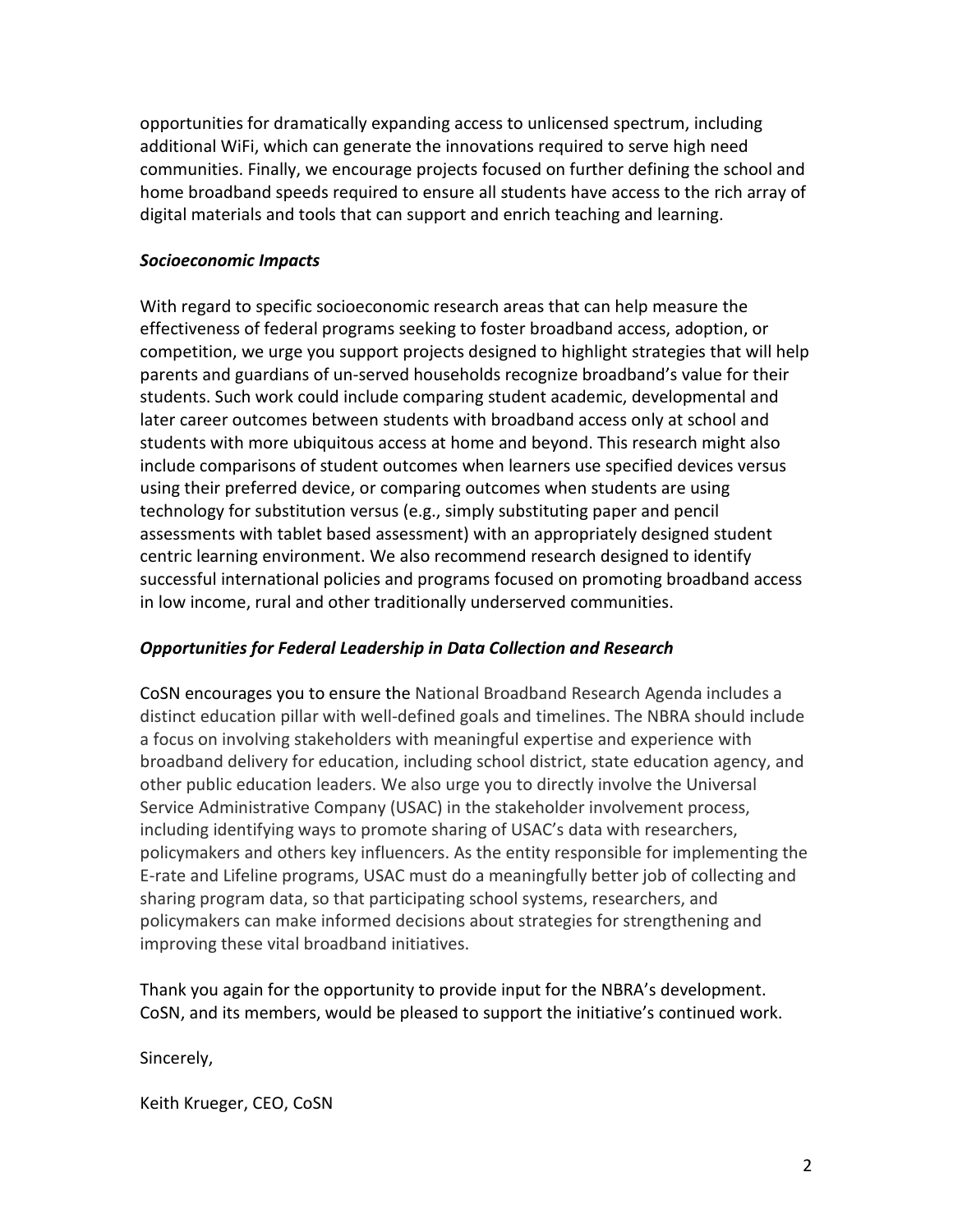opportunities for dramatically expanding access to unlicensed spectrum, including additional WiFi, which can generate the innovations required to serve high need communities. Finally, we encourage projects focused on further defining the school and home broadband speeds required to ensure all students have access to the rich array of digital materials and tools that can support and enrich teaching and learning.

***Socioeconomic Impacts***

With regard to specific socioeconomic research areas that can help measure the effectiveness of federal programs seeking to foster broadband access, adoption, or competition, we urge you support projects designed to highlight strategies that will help parents and guardians of un-served households recognize broadband's value for their students. Such work could include comparing student academic, developmental and later career outcomes between students with broadband access only at school and students with more ubiquitous access at home and beyond. This research might also include comparisons of student outcomes when learners use specified devices versus using their preferred device, or comparing outcomes when students are using technology for substitution versus (e.g., simply substituting paper and pencil assessments with tablet based assessment) with an appropriately designed student centric learning environment. We also recommend research designed to identify successful international policies and programs focused on promoting broadband access in low income, rural and other traditionally underserved communities.

***Opportunities for Federal Leadership in Data Collection and Research***

CoSN encourages you to ensure the National Broadband Research Agenda includes a distinct education pillar with well-defined goals and timelines. The NBRA should include a focus on involving stakeholders with meaningful expertise and experience with broadband delivery for education, including school district, state education agency, and other public education leaders. We also urge you to directly involve the Universal Service Administrative Company (USAC) in the stakeholder involvement process, including identifying ways to promote sharing of USAC's data with researchers, policymakers and others key influencers. As the entity responsible for implementing the E-rate and Lifeline programs, USAC must do a meaningfully better job of collecting and sharing program data, so that participating school systems, researchers, and policymakers can make informed decisions about strategies for strengthening and improving these vital broadband initiatives.

Thank you again for the opportunity to provide input for the NBRA's development. CoSN, and its members, would be pleased to support the initiative's continued work.

Sincerely,

Keith Krueger, CEO, CoSN